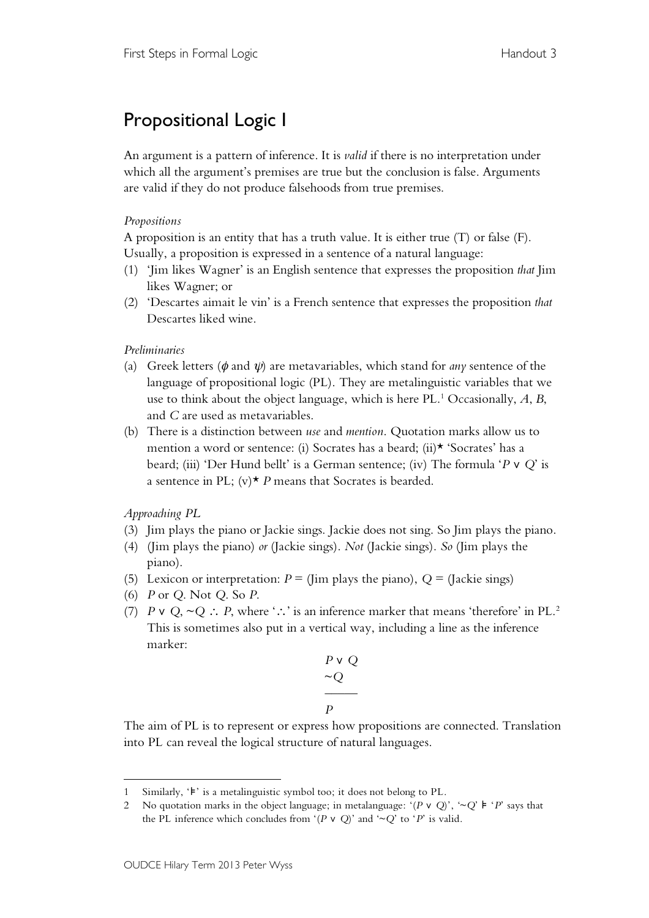# Propositional Logic I

An argument is a pattern of inference. It is *valid* if there is no interpretation under which all the argument's premises are true but the conclusion is false. Arguments are valid if they do not produce falsehoods from true premises.

*Propositions*

A proposition is an entity that has a truth value. It is either true (T) or false (F). Usually, a proposition is expressed in a sentence of a natural language:

(1) 'Jim likes Wagner' is an English sentence that expresses the proposition *that* Jim likes Wagner; or
(2) 'Descartes aimait le vin' is a French sentence that expresses the proposition *that* Descartes liked wine.

*Preliminaries*

(a) Greek letters ($\phi$ and $\psi$) are metavariables, which stand for *any* sentence of the language of propositional logic (PL). They are metalinguistic variables that we use to think about the object language, which is here PL.[1] Occasionally, *A*, *B*, and *C* are used as metavariables.
(b) There is a distinction between *use* and *mention*. Quotation marks allow us to mention a word or sentence: (i) Socrates has a beard; (ii)* 'Socrates' has a beard; (iii) 'Der Hund bellt' is a German sentence; (iv) The formula '$P \vee Q$' is a sentence in PL; (v)* $P$ means that Socrates is bearded.

*Approaching PL*

(3) Jim plays the piano or Jackie sings. Jackie does not sing. So Jim plays the piano.
(4) (Jim plays the piano) *or* (Jackie sings). *Not* (Jackie sings). *So* (Jim plays the piano).
(5) Lexicon or interpretation: $P$ = (Jim plays the piano), $Q$ = (Jackie sings)
(6) $P$ or $Q$. Not $Q$. So $P$.
(7) $P \vee Q, \sim Q \therefore P$, where '$\therefore$' is an inference marker that means 'therefore' in PL.[2] This is sometimes also put in a vertical way, including a line as the inference marker:

$$\begin{array}{l} P \vee Q \\ \sim Q \\ \hline P \end{array}$$

The aim of PL is to represent or express how propositions are connected. Translation into PL can reveal the logical structure of natural languages.

---

1 Similarly, '$\vDash$' is a metalinguistic symbol too; it does not belong to PL.

2 No quotation marks in the object language; in metalanguage: '$(P \vee Q)$', '$\sim Q$' $\vDash$ '$P$' says that the PL inference which concludes from '$(P \vee Q)$' and '$\sim Q$' to '$P$' is valid.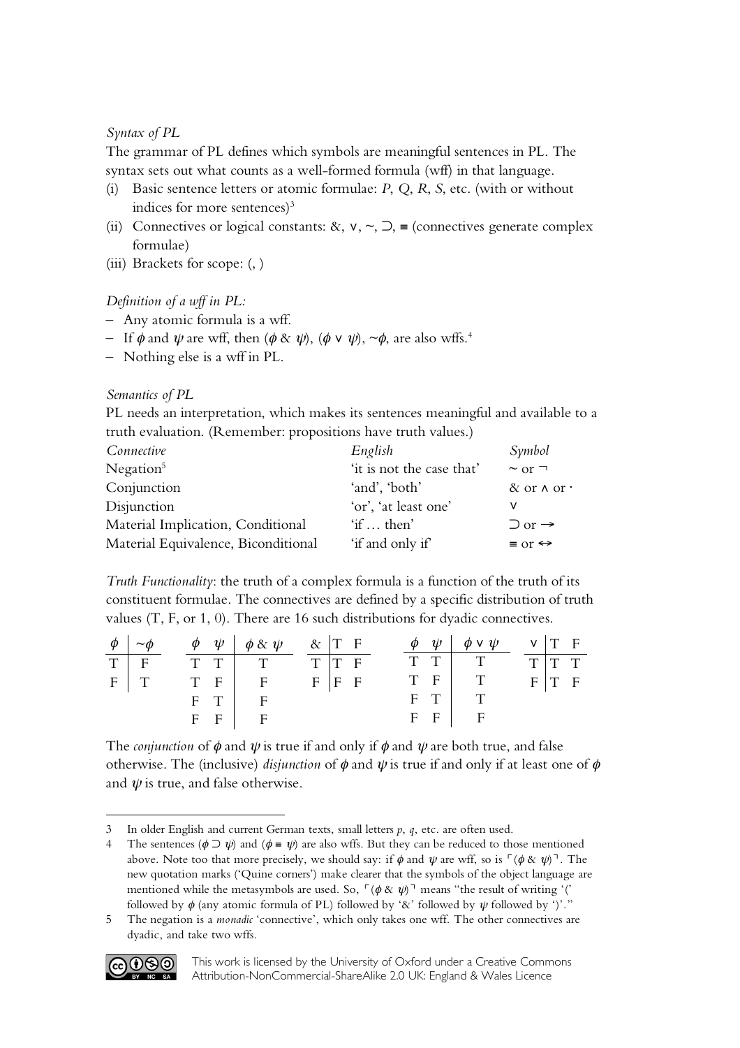*Syntax of PL*

The grammar of PL defines which symbols are meaningful sentences in PL. The syntax sets out what counts as a well-formed formula (wff) in that language.

(i) Basic sentence letters or atomic formulae: $P$, $Q$, $R$, $S$, etc. (with or without indices for more sentences)[3]

(ii) Connectives or logical constants: &, ∨, ~, ⊃, ≡ (connectives generate complex formulae)

(iii) Brackets for scope: (, )

*Definition of a wff in PL:*

– Any atomic formula is a wff.

– If $\phi$ and $\psi$ are wff, then $(\phi \,\&\, \psi)$, $(\phi \vee \psi)$, $\sim\phi$, are also wffs.[4]

– Nothing else is a wff in PL.

*Semantics of PL*

PL needs an interpretation, which makes its sentences meaningful and available to a truth evaluation. (Remember: propositions have truth values.)

| *Connective* | *English* | *Symbol* |
|---|---|---|
| Negation[5] | 'it is not the case that' | ~ or ¬ |
| Conjunction | 'and', 'both' | & or ∧ or · |
| Disjunction | 'or', 'at least one' | ∨ |
| Material Implication, Conditional | 'if … then' | ⊃ or → |
| Material Equivalence, Biconditional | 'if and only if' | ≡ or ↔ |

*Truth Functionality*: the truth of a complex formula is a function of the truth of its constituent formulae. The connectives are defined by a specific distribution of truth values (T, F, or 1, 0). There are 16 such distributions for dyadic connectives.

| $\phi$ | $\sim\phi$ |
|---|---|
| T | F |
| F | T |

| $\phi$ | $\psi$ | $\phi \,\&\, \psi$ |
|---|---|---|
| T | T | T |
| T | F | F |
| F | T | F |
| F | F | F |

| & | T | F |
|---|---|---|
| T | T | F |
| F | F | F |

| $\phi$ | $\psi$ | $\phi \vee \psi$ |
|---|---|---|
| T | T | T |
| T | F | T |
| F | T | T |
| F | F | F |

| ∨ | T | F |
|---|---|---|
| T | T | T |
| F | T | F |

The *conjunction* of $\phi$ and $\psi$ is true if and only if $\phi$ and $\psi$ are both true, and false otherwise. The (inclusive) *disjunction* of $\phi$ and $\psi$ is true if and only if at least one of $\phi$ and $\psi$ is true, and false otherwise.

---

[3] In older English and current German texts, small letters $p$, $q$, etc. are often used.

[4] The sentences $(\phi \supset \psi)$ and $(\phi \equiv \psi)$ are also wffs. But they can be reduced to those mentioned above. Note too that more precisely, we should say: if $\phi$ and $\psi$ are wff, so is $\ulcorner(\phi \,\&\, \psi)\urcorner$. The new quotation marks ('Quine corners') make clearer that the symbols of the object language are mentioned while the metasymbols are used. So, $\ulcorner(\phi \,\&\, \psi)\urcorner$ means "the result of writing '(' followed by $\phi$ (any atomic formula of PL) followed by '&' followed by $\psi$ followed by ')'."

[5] The negation is a *monadic* 'connective', which only takes one wff. The other connectives are dyadic, and take two wffs.

This work is licensed by the University of Oxford under a Creative Commons Attribution-NonCommercial-ShareAlike 2.0 UK: England & Wales Licence